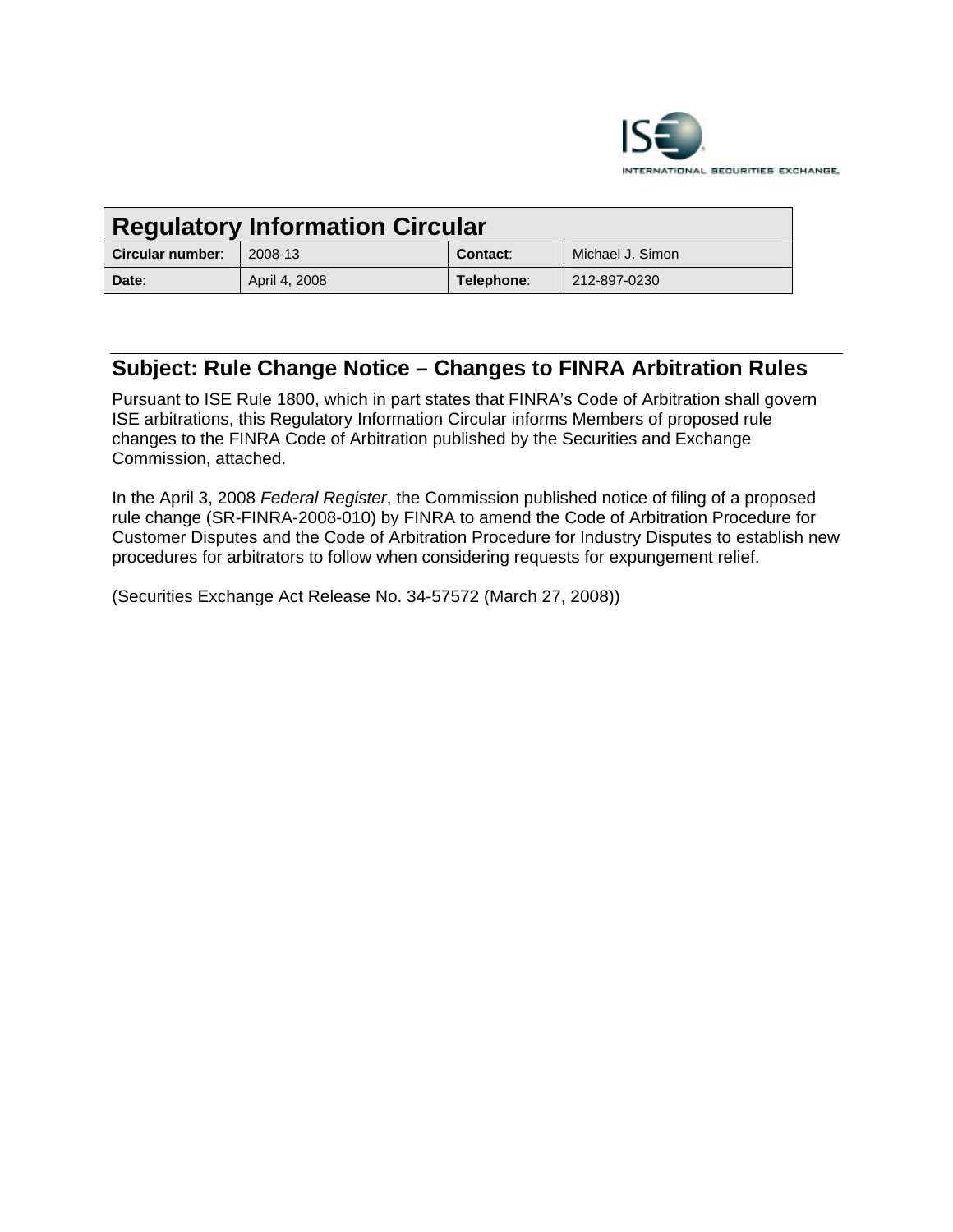| **Regulatory Information Circular** | | | |
|---|---|---|---|
| **Circular number**: | 2008-13 | **Contact**: | Michael J. Simon |
| **Date**: | April 4, 2008 | **Telephone**: | 212-897-0230 |

## Subject: Rule Change Notice – Changes to FINRA Arbitration Rules

Pursuant to ISE Rule 1800, which in part states that FINRA's Code of Arbitration shall govern ISE arbitrations, this Regulatory Information Circular informs Members of proposed rule changes to the FINRA Code of Arbitration published by the Securities and Exchange Commission, attached.

In the April 3, 2008 *Federal Register*, the Commission published notice of filing of a proposed rule change (SR-FINRA-2008-010) by FINRA to amend the Code of Arbitration Procedure for Customer Disputes and the Code of Arbitration Procedure for Industry Disputes to establish new procedures for arbitrators to follow when considering requests for expungement relief.

(Securities Exchange Act Release No. 34-57572 (March 27, 2008))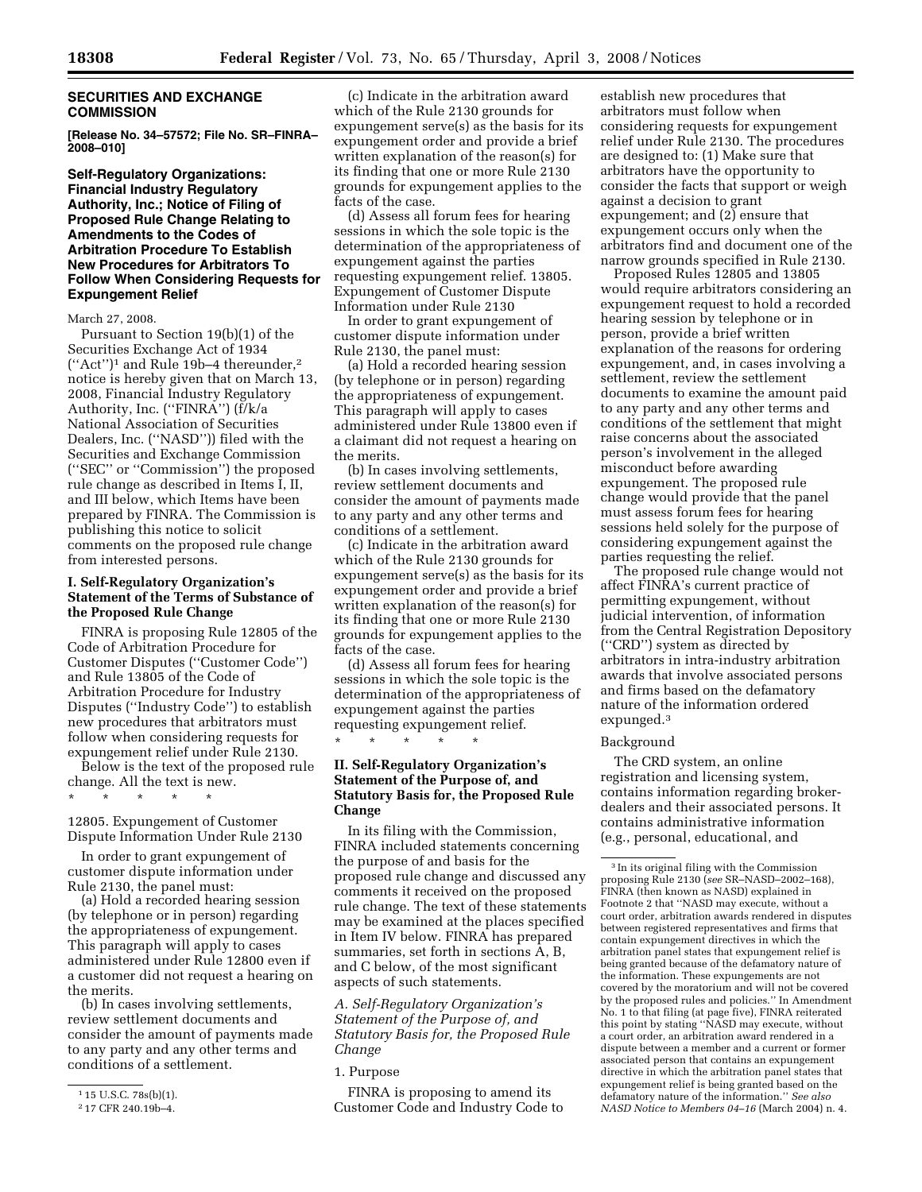## SECURITIES AND EXCHANGE COMMISSION

**[Release No. 34–57572; File No. SR–FINRA–2008–010]**

### Self-Regulatory Organizations: Financial Industry Regulatory Authority, Inc.; Notice of Filing of Proposed Rule Change Relating to Amendments to the Codes of Arbitration Procedure To Establish New Procedures for Arbitrators To Follow When Considering Requests for Expungement Relief

March 27, 2008.

Pursuant to Section 19(b)(1) of the Securities Exchange Act of 1934 (''Act'')[1] and Rule 19b–4 thereunder,[2] notice is hereby given that on March 13, 2008, Financial Industry Regulatory Authority, Inc. (''FINRA'') (f/k/a National Association of Securities Dealers, Inc. (''NASD'')) filed with the Securities and Exchange Commission (''SEC'' or ''Commission'') the proposed rule change as described in Items I, II, and III below, which Items have been prepared by FINRA. The Commission is publishing this notice to solicit comments on the proposed rule change from interested persons.

### I. Self-Regulatory Organization's Statement of the Terms of Substance of the Proposed Rule Change

FINRA is proposing Rule 12805 of the Code of Arbitration Procedure for Customer Disputes (''Customer Code'') and Rule 13805 of the Code of Arbitration Procedure for Industry Disputes (''Industry Code'') to establish new procedures that arbitrators must follow when considering requests for expungement relief under Rule 2130.

Below is the text of the proposed rule change. All the text is new.

\* \* \* \* \*

12805. Expungement of Customer Dispute Information Under Rule 2130

In order to grant expungement of customer dispute information under Rule 2130, the panel must:

(a) Hold a recorded hearing session (by telephone or in person) regarding the appropriateness of expungement. This paragraph will apply to cases administered under Rule 12800 even if a customer did not request a hearing on the merits.

(b) In cases involving settlements, review settlement documents and consider the amount of payments made to any party and any other terms and conditions of a settlement.

(c) Indicate in the arbitration award which of the Rule 2130 grounds for expungement serve(s) as the basis for its expungement order and provide a brief written explanation of the reason(s) for its finding that one or more Rule 2130 grounds for expungement applies to the facts of the case.

(d) Assess all forum fees for hearing sessions in which the sole topic is the determination of the appropriateness of expungement against the parties requesting expungement relief. 13805. Expungement of Customer Dispute Information under Rule 2130

In order to grant expungement of customer dispute information under Rule 2130, the panel must:

(a) Hold a recorded hearing session (by telephone or in person) regarding the appropriateness of expungement. This paragraph will apply to cases administered under Rule 13800 even if a claimant did not request a hearing on the merits.

(b) In cases involving settlements, review settlement documents and consider the amount of payments made to any party and any other terms and conditions of a settlement.

(c) Indicate in the arbitration award which of the Rule 2130 grounds for expungement serve(s) as the basis for its expungement order and provide a brief written explanation of the reason(s) for its finding that one or more Rule 2130 grounds for expungement applies to the facts of the case.

(d) Assess all forum fees for hearing sessions in which the sole topic is the determination of the appropriateness of expungement against the parties requesting expungement relief.

\* \* \* \* \*

### II. Self-Regulatory Organization's Statement of the Purpose of, and Statutory Basis for, the Proposed Rule Change

In its filing with the Commission, FINRA included statements concerning the purpose of and basis for the proposed rule change and discussed any comments it received on the proposed rule change. The text of these statements may be examined at the places specified in Item IV below. FINRA has prepared summaries, set forth in sections A, B, and C below, of the most significant aspects of such statements.

*A. Self-Regulatory Organization's Statement of the Purpose of, and Statutory Basis for, the Proposed Rule Change*

1. Purpose

FINRA is proposing to amend its Customer Code and Industry Code to establish new procedures that arbitrators must follow when considering requests for expungement relief under Rule 2130. The procedures are designed to: (1) Make sure that arbitrators have the opportunity to consider the facts that support or weigh against a decision to grant expungement; and (2) ensure that expungement occurs only when the arbitrators find and document one of the narrow grounds specified in Rule 2130.

Proposed Rules 12805 and 13805 would require arbitrators considering an expungement request to hold a recorded hearing session by telephone or in person, provide a brief written explanation of the reasons for ordering expungement, and, in cases involving a settlement, review the settlement documents to examine the amount paid to any party and any other terms and conditions of the settlement that might raise concerns about the associated person's involvement in the alleged misconduct before awarding expungement. The proposed rule change would provide that the panel must assess forum fees for hearing sessions held solely for the purpose of considering expungement against the parties requesting the relief.

The proposed rule change would not affect FINRA's current practice of permitting expungement, without judicial intervention, of information from the Central Registration Depository (''CRD'') system as directed by arbitrators in intra-industry arbitration awards that involve associated persons and firms based on the defamatory nature of the information ordered expunged.[3]

Background

The CRD system, an online registration and licensing system, contains information regarding broker-dealers and their associated persons. It contains administrative information (e.g., personal, educational, and

---

[1] 15 U.S.C. 78s(b)(1).

[2] 17 CFR 240.19b–4.

[3] In its original filing with the Commission proposing Rule 2130 (*see* SR–NASD–2002–168), FINRA (then known as NASD) explained in Footnote 2 that ''NASD may execute, without a court order, arbitration awards rendered in disputes between registered representatives and firms that contain expungement directives in which the arbitration panel states that expungement relief is being granted because of the defamatory nature of the information. These expungements are not covered by the moratorium and will not be covered by the proposed rules and policies.'' In Amendment No. 1 to that filing (at page five), FINRA reiterated this point by stating ''NASD may execute, without a court order, an arbitration award rendered in a dispute between a member and a current or former associated person that contains an expungement directive in which the arbitration panel states that expungement relief is being granted based on the defamatory nature of the information.'' *See also NASD Notice to Members 04–16* (March 2004) n. 4.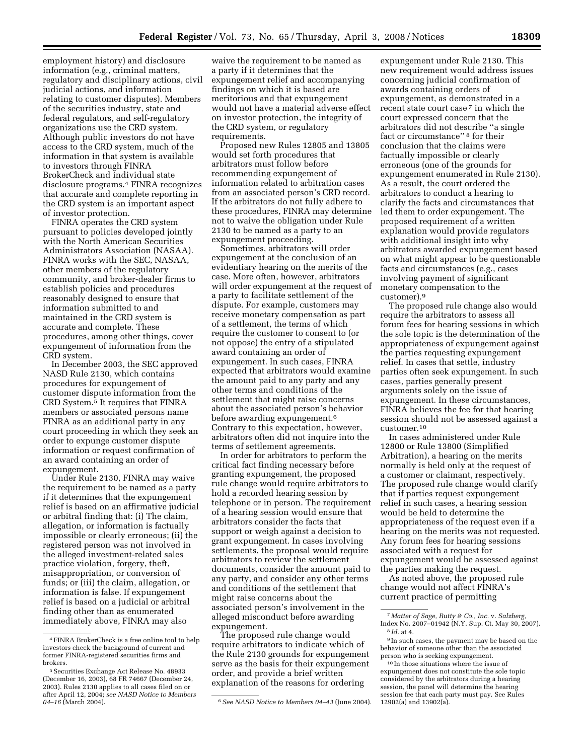employment history) and disclosure information (e.g., criminal matters, regulatory and disciplinary actions, civil judicial actions, and information relating to customer disputes). Members of the securities industry, state and federal regulators, and self-regulatory organizations use the CRD system. Although public investors do not have access to the CRD system, much of the information in that system is available to investors through FINRA BrokerCheck and individual state disclosure programs.[4] FINRA recognizes that accurate and complete reporting in the CRD system is an important aspect of investor protection.

FINRA operates the CRD system pursuant to policies developed jointly with the North American Securities Administrators Association (NASAA). FINRA works with the SEC, NASAA, other members of the regulatory community, and broker-dealer firms to establish policies and procedures reasonably designed to ensure that information submitted to and maintained in the CRD system is accurate and complete. These procedures, among other things, cover expungement of information from the CRD system.

In December 2003, the SEC approved NASD Rule 2130, which contains procedures for expungement of customer dispute information from the CRD System.[5] It requires that FINRA members or associated persons name FINRA as an additional party in any court proceeding in which they seek an order to expunge customer dispute information or request confirmation of an award containing an order of expungement.

Under Rule 2130, FINRA may waive the requirement to be named as a party if it determines that the expungement relief is based on an affirmative judicial or arbitral finding that: (i) The claim, allegation, or information is factually impossible or clearly erroneous; (ii) the registered person was not involved in the alleged investment-related sales practice violation, forgery, theft, misappropriation, or conversion of funds; or (iii) the claim, allegation, or information is false. If expungement relief is based on a judicial or arbitral finding other than as enumerated immediately above, FINRA may also waive the requirement to be named as a party if it determines that the expungement relief and accompanying findings on which it is based are meritorious and that expungement would not have a material adverse effect on investor protection, the integrity of the CRD system, or regulatory requirements.

Proposed new Rules 12805 and 13805 would set forth procedures that arbitrators must follow before recommending expungement of information related to arbitration cases from an associated person's CRD record. If the arbitrators do not fully adhere to these procedures, FINRA may determine not to waive the obligation under Rule 2130 to be named as a party to an expungement proceeding.

Sometimes, arbitrators will order expungement at the conclusion of an evidentiary hearing on the merits of the case. More often, however, arbitrators will order expungement at the request of a party to facilitate settlement of the dispute. For example, customers may receive monetary compensation as part of a settlement, the terms of which require the customer to consent to (or not oppose) the entry of a stipulated award containing an order of expungement. In such cases, FINRA expected that arbitrators would examine the amount paid to any party and any other terms and conditions of the settlement that might raise concerns about the associated person's behavior before awarding expungement.[6] Contrary to this expectation, however, arbitrators often did not inquire into the terms of settlement agreements.

In order for arbitrators to perform the critical fact finding necessary before granting expungement, the proposed rule change would require arbitrators to hold a recorded hearing session by telephone or in person. The requirement of a hearing session would ensure that arbitrators consider the facts that support or weigh against a decision to grant expungement. In cases involving settlements, the proposal would require arbitrators to review the settlement documents, consider the amount paid to any party, and consider any other terms and conditions of the settlement that might raise concerns about the associated person's involvement in the alleged misconduct before awarding expungement.

The proposed rule change would require arbitrators to indicate which of the Rule 2130 grounds for expungement serve as the basis for their expungement order, and provide a brief written explanation of the reasons for ordering expungement under Rule 2130. This new requirement would address issues concerning judicial confirmation of awards containing orders of expungement, as demonstrated in a recent state court case[7] in which the court expressed concern that the arbitrators did not describe "a single fact or circumstance"[8] for their conclusion that the claims were factually impossible or clearly erroneous (one of the grounds for expungement enumerated in Rule 2130). As a result, the court ordered the arbitrators to conduct a hearing to clarify the facts and circumstances that led them to order expungement. The proposed requirement of a written explanation would provide regulators with additional insight into why arbitrators awarded expungement based on what might appear to be questionable facts and circumstances (e.g., cases involving payment of significant monetary compensation to the customer).[9]

The proposed rule change also would require the arbitrators to assess all forum fees for hearing sessions in which the sole topic is the determination of the appropriateness of expungement against the parties requesting expungement relief. In cases that settle, industry parties often seek expungement. In such cases, parties generally present arguments solely on the issue of expungement. In these circumstances, FINRA believes the fee for that hearing session should not be assessed against a customer.[10]

In cases administered under Rule 12800 or Rule 13800 (Simplified Arbitration), a hearing on the merits normally is held only at the request of a customer or claimant, respectively. The proposed rule change would clarify that if parties request expungement relief in such cases, a hearing session would be held to determine the appropriateness of the request even if a hearing on the merits was not requested. Any forum fees for hearing sessions associated with a request for expungement would be assessed against the parties making the request.

As noted above, the proposed rule change would not affect FINRA's current practice of permitting

---

[4] FINRA BrokerCheck is a free online tool to help investors check the background of current and former FINRA-registered securities firms and brokers.

[5] Securities Exchange Act Release No. 48933 (December 16, 2003), 68 FR 74667 (December 24, 2003). Rules 2130 applies to all cases filed on or after April 12, 2004; *see NASD Notice to Members 04–16* (March 2004).

[6] *See NASD Notice to Members 04–43* (June 2004).

[7] *Matter of Sage, Rutty & Co., Inc.* v. *Salzberg,* Index No. 2007–01942 (N.Y. Sup. Ct. May 30, 2007).

[8] *Id.* at 4.

[9] In such cases, the payment may be based on the behavior of someone other than the associated person who is seeking expungement.

[10] In those situations where the issue of expungement does not constitute the sole topic considered by the arbitrators during a hearing session, the panel will determine the hearing session fee that each party must pay. See Rules 12902(a) and 13902(a).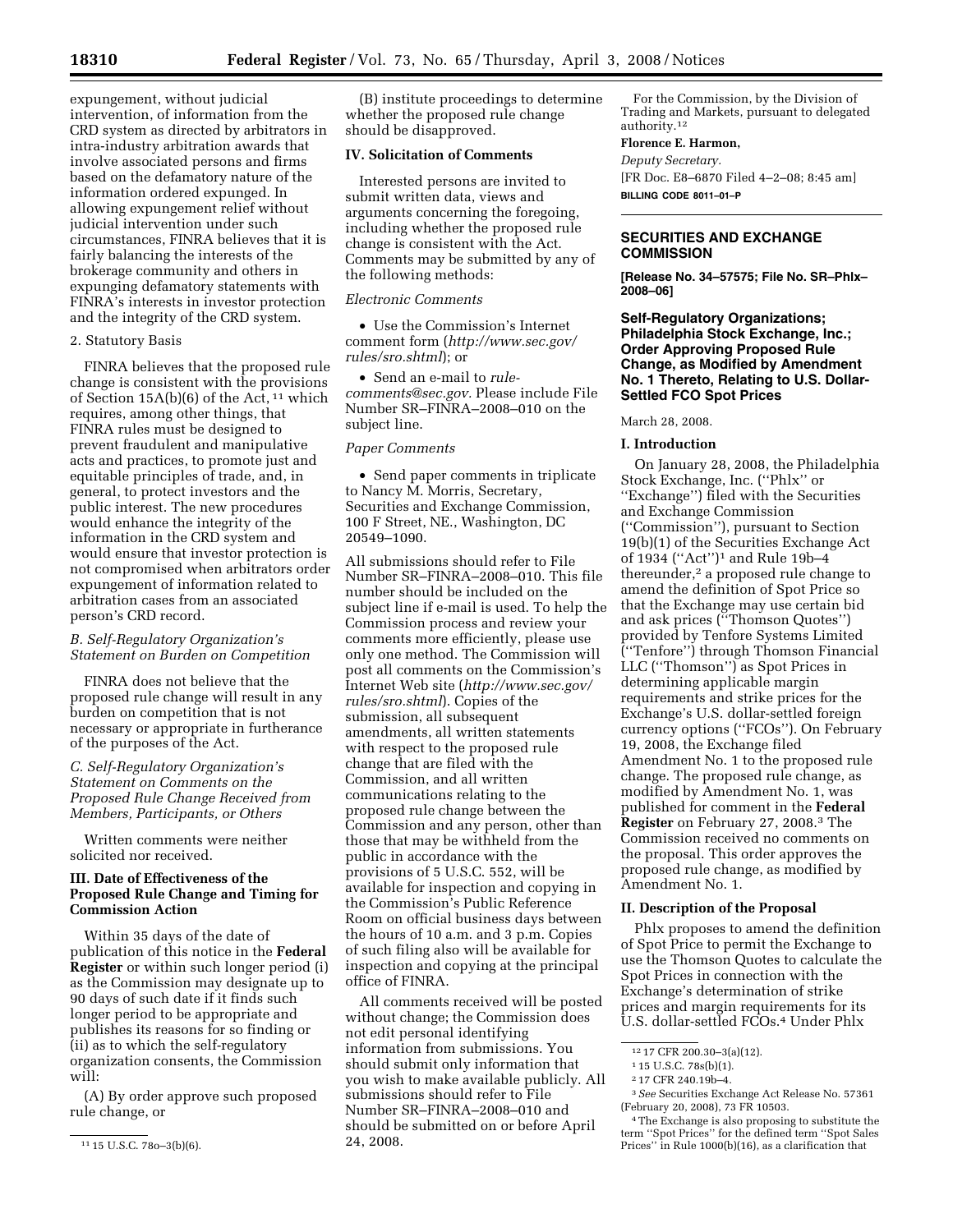expungement, without judicial intervention, of information from the CRD system as directed by arbitrators in intra-industry arbitration awards that involve associated persons and firms based on the defamatory nature of the information ordered expunged. In allowing expungement relief without judicial intervention under such circumstances, FINRA believes that it is fairly balancing the interests of the brokerage community and others in expunging defamatory statements with FINRA's interests in investor protection and the integrity of the CRD system.

2. Statutory Basis

FINRA believes that the proposed rule change is consistent with the provisions of Section 15A(b)(6) of the Act,[11] which requires, among other things, that FINRA rules must be designed to prevent fraudulent and manipulative acts and practices, to promote just and equitable principles of trade, and, in general, to protect investors and the public interest. The new procedures would enhance the integrity of the information in the CRD system and would ensure that investor protection is not compromised when arbitrators order expungement of information related to arbitration cases from an associated person's CRD record.

*B. Self-Regulatory Organization's Statement on Burden on Competition*

FINRA does not believe that the proposed rule change will result in any burden on competition that is not necessary or appropriate in furtherance of the purposes of the Act.

*C. Self-Regulatory Organization's Statement on Comments on the Proposed Rule Change Received from Members, Participants, or Others*

Written comments were neither solicited nor received.

### III. Date of Effectiveness of the Proposed Rule Change and Timing for Commission Action

Within 35 days of the date of publication of this notice in the **Federal Register** or within such longer period (i) as the Commission may designate up to 90 days of such date if it finds such longer period to be appropriate and publishes its reasons for so finding or (ii) as to which the self-regulatory organization consents, the Commission will:

(A) By order approve such proposed rule change, or

(B) institute proceedings to determine whether the proposed rule change should be disapproved.

### IV. Solicitation of Comments

Interested persons are invited to submit written data, views and arguments concerning the foregoing, including whether the proposed rule change is consistent with the Act. Comments may be submitted by any of the following methods:

*Electronic Comments*

- Use the Commission's Internet comment form (*http://www.sec.gov/rules/sro.shtml*); or
- Send an e-mail to *rule-comments@sec.gov*. Please include File Number SR–FINRA–2008–010 on the subject line.

*Paper Comments*

- Send paper comments in triplicate to Nancy M. Morris, Secretary, Securities and Exchange Commission, 100 F Street, NE., Washington, DC 20549–1090.

All submissions should refer to File Number SR–FINRA–2008–010. This file number should be included on the subject line if e-mail is used. To help the Commission process and review your comments more efficiently, please use only one method. The Commission will post all comments on the Commission's Internet Web site (*http://www.sec.gov/rules/sro.shtml*). Copies of the submission, all subsequent amendments, all written statements with respect to the proposed rule change that are filed with the Commission, and all written communications relating to the proposed rule change between the Commission and any person, other than those that may be withheld from the public in accordance with the provisions of 5 U.S.C. 552, will be available for inspection and copying in the Commission's Public Reference Room on official business days between the hours of 10 a.m. and 3 p.m. Copies of such filing also will be available for inspection and copying at the principal office of FINRA.

All comments received will be posted without change; the Commission does not edit personal identifying information from submissions. You should submit only information that you wish to make available publicly. All submissions should refer to File Number SR–FINRA–2008–010 and should be submitted on or before April 24, 2008.

For the Commission, by the Division of Trading and Markets, pursuant to delegated authority.[12]

**Florence E. Harmon,**

*Deputy Secretary.*

[FR Doc. E8–6870 Filed 4–2–08; 8:45 am]

**BILLING CODE 8011–01–P**

---

## SECURITIES AND EXCHANGE COMMISSION

**[Release No. 34–57575; File No. SR–Phlx–2008–06]**

### Self-Regulatory Organizations; Philadelphia Stock Exchange, Inc.; Order Approving Proposed Rule Change, as Modified by Amendment No. 1 Thereto, Relating to U.S. Dollar-Settled FCO Spot Prices

March 28, 2008.

### I. Introduction

On January 28, 2008, the Philadelphia Stock Exchange, Inc. ("Phlx" or "Exchange") filed with the Securities and Exchange Commission ("Commission"), pursuant to Section 19(b)(1) of the Securities Exchange Act of 1934 ("Act")[1] and Rule 19b–4 thereunder,[2] a proposed rule change to amend the definition of Spot Price so that the Exchange may use certain bid and ask prices ("Thomson Quotes") provided by Tenfore Systems Limited ("Tenfore") through Thomson Financial LLC ("Thomson") as Spot Prices in determining applicable margin requirements and strike prices for the Exchange's U.S. dollar-settled foreign currency options ("FCOs"). On February 19, 2008, the Exchange filed Amendment No. 1 to the proposed rule change. The proposed rule change, as modified by Amendment No. 1, was published for comment in the **Federal Register** on February 27, 2008.[3] The Commission received no comments on the proposal. This order approves the proposed rule change, as modified by Amendment No. 1.

### II. Description of the Proposal

Phlx proposes to amend the definition of Spot Price to permit the Exchange to use the Thomson Quotes to calculate the Spot Prices in connection with the Exchange's determination of strike prices and margin requirements for its U.S. dollar-settled FCOs.[4] Under Phlx

---

[11] 15 U.S.C. 78o–3(b)(6).

[12] 17 CFR 200.30–3(a)(12).

[1] 15 U.S.C. 78s(b)(1).

[2] 17 CFR 240.19b–4.

[3] *See* Securities Exchange Act Release No. 57361 (February 20, 2008), 73 FR 10503.

[4] The Exchange is also proposing to substitute the term "Spot Prices" for the defined term "Spot Sales Prices" in Rule 1000(b)(16), as a clarification that